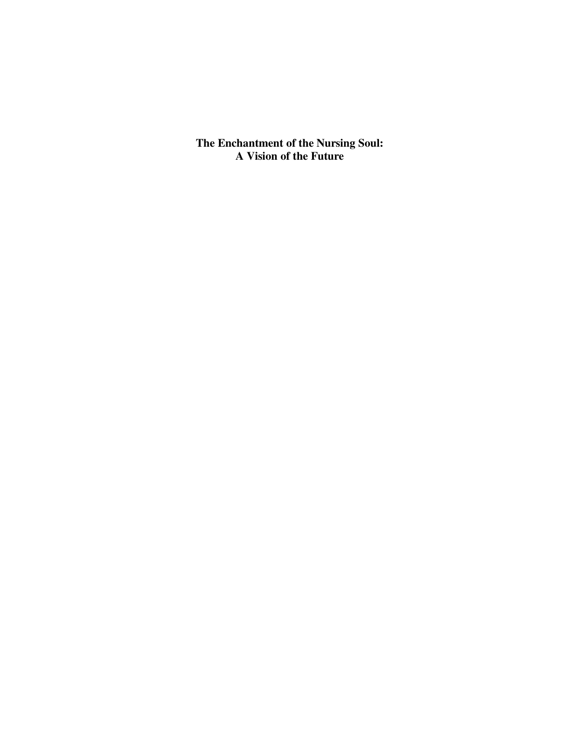# The Enchantment of the Nursing Soul: A Vision of the Future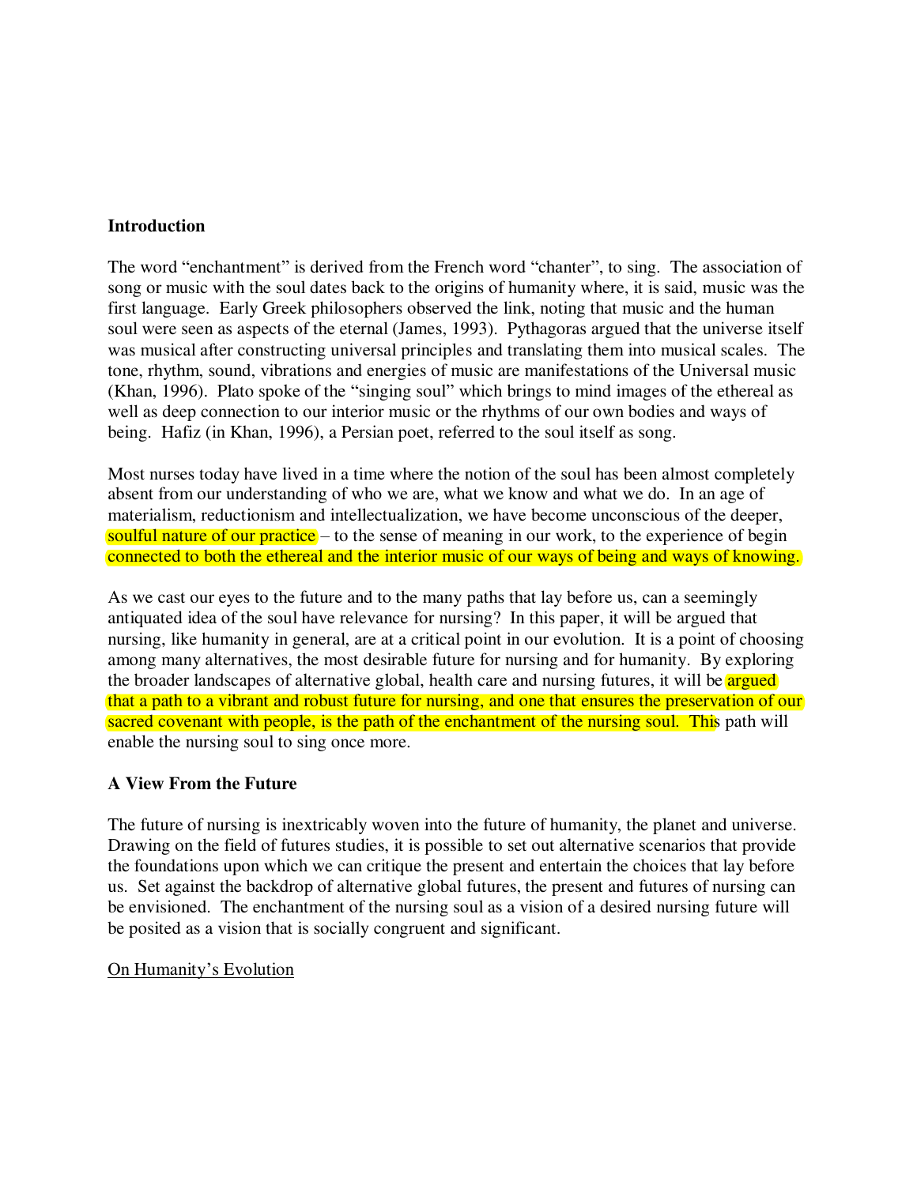**Introduction**

The word “enchantment” is derived from the French word “chanter”, to sing. The association of song or music with the soul dates back to the origins of humanity where, it is said, music was the first language. Early Greek philosophers observed the link, noting that music and the human soul were seen as aspects of the eternal (James, 1993). Pythagoras argued that the universe itself was musical after constructing universal principles and translating them into musical scales. The tone, rhythm, sound, vibrations and energies of music are manifestations of the Universal music (Khan, 1996). Plato spoke of the “singing soul” which brings to mind images of the ethereal as well as deep connection to our interior music or the rhythms of our own bodies and ways of being. Hafiz (in Khan, 1996), a Persian poet, referred to the soul itself as song.

Most nurses today have lived in a time where the notion of the soul has been almost completely absent from our understanding of who we are, what we know and what we do. In an age of materialism, reductionism and intellectualization, we have become unconscious of the deeper, soulful nature of our practice – to the sense of meaning in our work, to the experience of begin connected to both the ethereal and the interior music of our ways of being and ways of knowing.

As we cast our eyes to the future and to the many paths that lay before us, can a seemingly antiquated idea of the soul have relevance for nursing? In this paper, it will be argued that nursing, like humanity in general, are at a critical point in our evolution. It is a point of choosing among many alternatives, the most desirable future for nursing and for humanity. By exploring the broader landscapes of alternative global, health care and nursing futures, it will be argued that a path to a vibrant and robust future for nursing, and one that ensures the preservation of our sacred covenant with people, is the path of the enchantment of the nursing soul. This path will enable the nursing soul to sing once more.

**A View From the Future**

The future of nursing is inextricably woven into the future of humanity, the planet and universe. Drawing on the field of futures studies, it is possible to set out alternative scenarios that provide the foundations upon which we can critique the present and entertain the choices that lay before us. Set against the backdrop of alternative global futures, the present and futures of nursing can be envisioned. The enchantment of the nursing soul as a vision of a desired nursing future will be posited as a vision that is socially congruent and significant.

On Humanity’s Evolution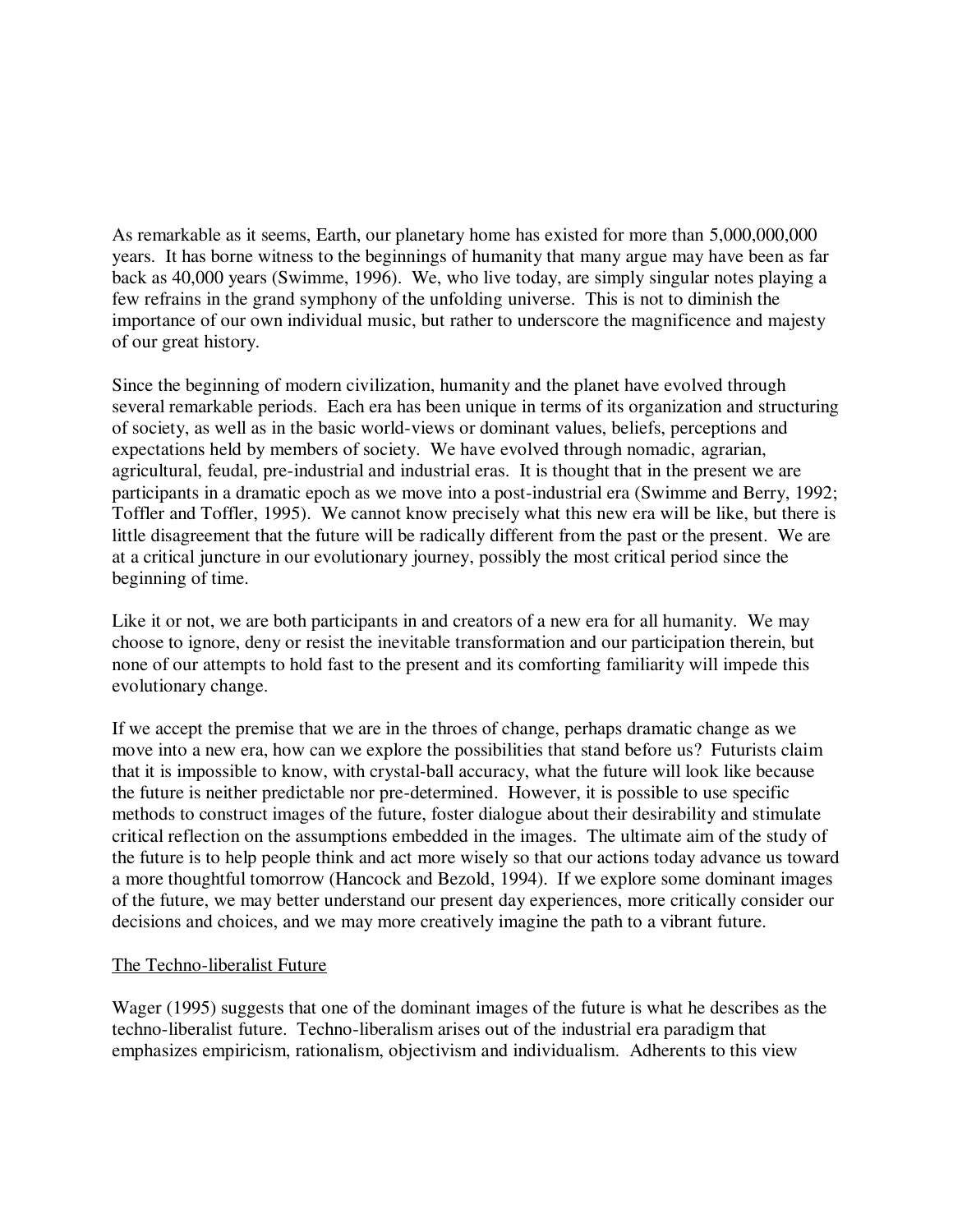As remarkable as it seems, Earth, our planetary home has existed for more than 5,000,000,000 years. It has borne witness to the beginnings of humanity that many argue may have been as far back as 40,000 years (Swimme, 1996). We, who live today, are simply singular notes playing a few refrains in the grand symphony of the unfolding universe. This is not to diminish the importance of our own individual music, but rather to underscore the magnificence and majesty of our great history.

Since the beginning of modern civilization, humanity and the planet have evolved through several remarkable periods. Each era has been unique in terms of its organization and structuring of society, as well as in the basic world-views or dominant values, beliefs, perceptions and expectations held by members of society. We have evolved through nomadic, agrarian, agricultural, feudal, pre-industrial and industrial eras. It is thought that in the present we are participants in a dramatic epoch as we move into a post-industrial era (Swimme and Berry, 1992; Toffler and Toffler, 1995). We cannot know precisely what this new era will be like, but there is little disagreement that the future will be radically different from the past or the present. We are at a critical juncture in our evolutionary journey, possibly the most critical period since the beginning of time.

Like it or not, we are both participants in and creators of a new era for all humanity. We may choose to ignore, deny or resist the inevitable transformation and our participation therein, but none of our attempts to hold fast to the present and its comforting familiarity will impede this evolutionary change.

If we accept the premise that we are in the throes of change, perhaps dramatic change as we move into a new era, how can we explore the possibilities that stand before us? Futurists claim that it is impossible to know, with crystal-ball accuracy, what the future will look like because the future is neither predictable nor pre-determined. However, it is possible to use specific methods to construct images of the future, foster dialogue about their desirability and stimulate critical reflection on the assumptions embedded in the images. The ultimate aim of the study of the future is to help people think and act more wisely so that our actions today advance us toward a more thoughtful tomorrow (Hancock and Bezold, 1994). If we explore some dominant images of the future, we may better understand our present day experiences, more critically consider our decisions and choices, and we may more creatively imagine the path to a vibrant future.

## The Techno-liberalist Future

Wager (1995) suggests that one of the dominant images of the future is what he describes as the techno-liberalist future. Techno-liberalism arises out of the industrial era paradigm that emphasizes empiricism, rationalism, objectivism and individualism. Adherents to this view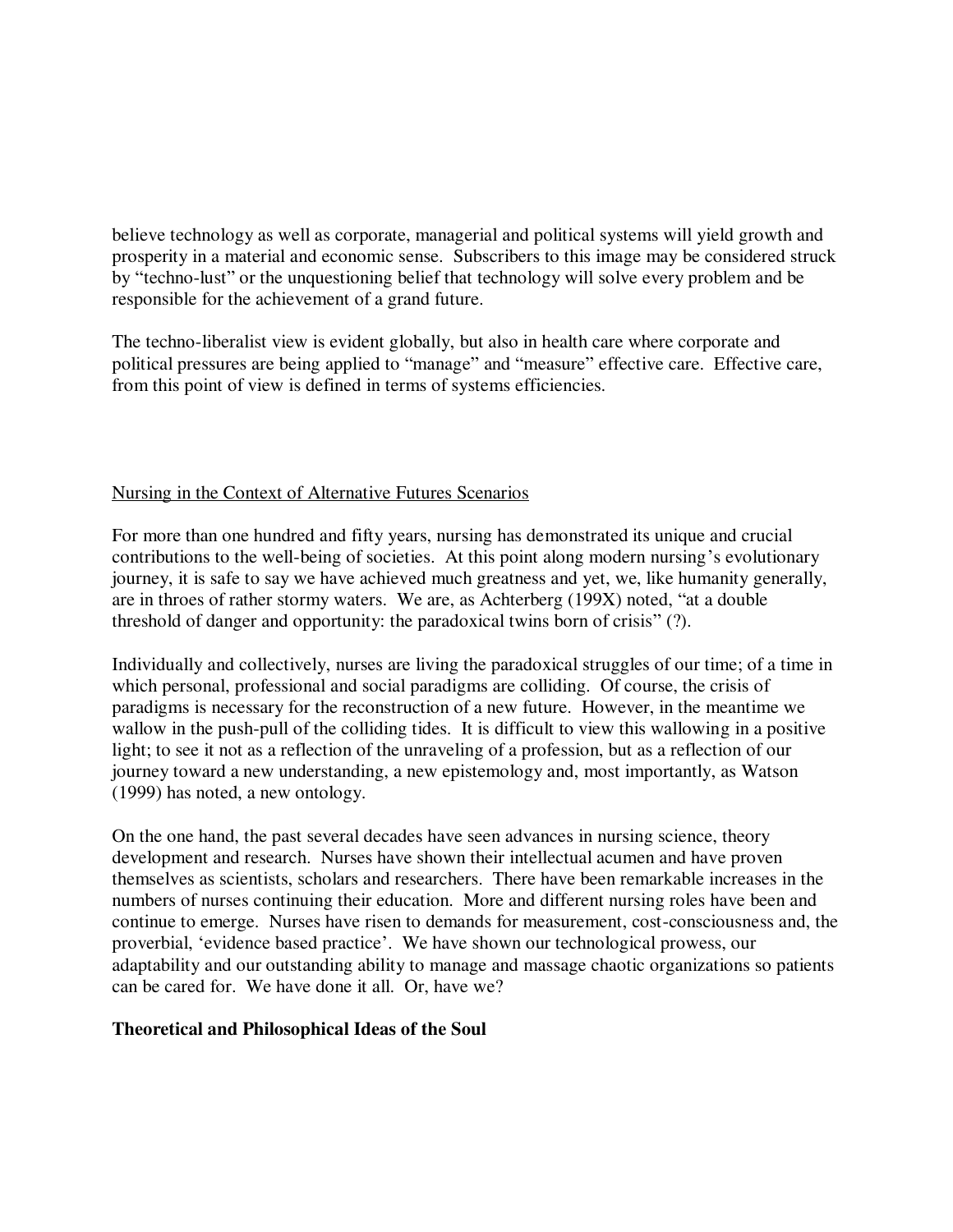believe technology as well as corporate, managerial and political systems will yield growth and prosperity in a material and economic sense. Subscribers to this image may be considered struck by "techno-lust" or the unquestioning belief that technology will solve every problem and be responsible for the achievement of a grand future.

The techno-liberalist view is evident globally, but also in health care where corporate and political pressures are being applied to "manage" and "measure" effective care. Effective care, from this point of view is defined in terms of systems efficiencies.

<u>Nursing in the Context of Alternative Futures Scenarios</u>

For more than one hundred and fifty years, nursing has demonstrated its unique and crucial contributions to the well-being of societies. At this point along modern nursing's evolutionary journey, it is safe to say we have achieved much greatness and yet, we, like humanity generally, are in throes of rather stormy waters. We are, as Achterberg (199X) noted, "at a double threshold of danger and opportunity: the paradoxical twins born of crisis" (?).

Individually and collectively, nurses are living the paradoxical struggles of our time; of a time in which personal, professional and social paradigms are colliding. Of course, the crisis of paradigms is necessary for the reconstruction of a new future. However, in the meantime we wallow in the push-pull of the colliding tides. It is difficult to view this wallowing in a positive light; to see it not as a reflection of the unraveling of a profession, but as a reflection of our journey toward a new understanding, a new epistemology and, most importantly, as Watson (1999) has noted, a new ontology.

On the one hand, the past several decades have seen advances in nursing science, theory development and research. Nurses have shown their intellectual acumen and have proven themselves as scientists, scholars and researchers. There have been remarkable increases in the numbers of nurses continuing their education. More and different nursing roles have been and continue to emerge. Nurses have risen to demands for measurement, cost-consciousness and, the proverbial, 'evidence based practice'. We have shown our technological prowess, our adaptability and our outstanding ability to manage and massage chaotic organizations so patients can be cared for. We have done it all. Or, have we?

**Theoretical and Philosophical Ideas of the Soul**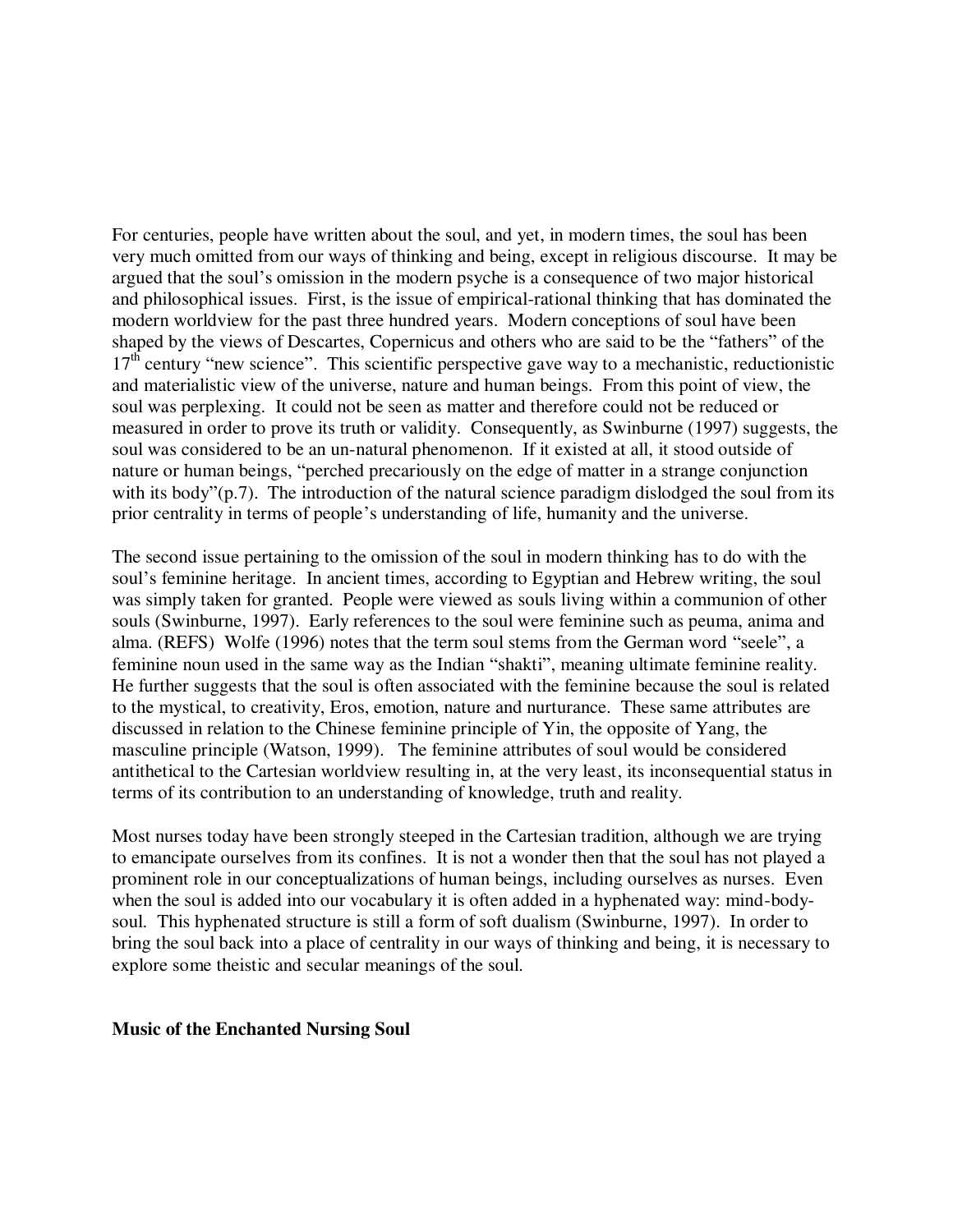For centuries, people have written about the soul, and yet, in modern times, the soul has been very much omitted from our ways of thinking and being, except in religious discourse. It may be argued that the soul's omission in the modern psyche is a consequence of two major historical and philosophical issues. First, is the issue of empirical-rational thinking that has dominated the modern worldview for the past three hundred years. Modern conceptions of soul have been shaped by the views of Descartes, Copernicus and others who are said to be the "fathers" of the 17th century "new science". This scientific perspective gave way to a mechanistic, reductionistic and materialistic view of the universe, nature and human beings. From this point of view, the soul was perplexing. It could not be seen as matter and therefore could not be reduced or measured in order to prove its truth or validity. Consequently, as Swinburne (1997) suggests, the soul was considered to be an un-natural phenomenon. If it existed at all, it stood outside of nature or human beings, "perched precariously on the edge of matter in a strange conjunction with its body"(p.7). The introduction of the natural science paradigm dislodged the soul from its prior centrality in terms of people's understanding of life, humanity and the universe.

The second issue pertaining to the omission of the soul in modern thinking has to do with the soul's feminine heritage. In ancient times, according to Egyptian and Hebrew writing, the soul was simply taken for granted. People were viewed as souls living within a communion of other souls (Swinburne, 1997). Early references to the soul were feminine such as peuma, anima and alma. (REFS) Wolfe (1996) notes that the term soul stems from the German word "seele", a feminine noun used in the same way as the Indian "shakti", meaning ultimate feminine reality. He further suggests that the soul is often associated with the feminine because the soul is related to the mystical, to creativity, Eros, emotion, nature and nurturance. These same attributes are discussed in relation to the Chinese feminine principle of Yin, the opposite of Yang, the masculine principle (Watson, 1999). The feminine attributes of soul would be considered antithetical to the Cartesian worldview resulting in, at the very least, its inconsequential status in terms of its contribution to an understanding of knowledge, truth and reality.

Most nurses today have been strongly steeped in the Cartesian tradition, although we are trying to emancipate ourselves from its confines. It is not a wonder then that the soul has not played a prominent role in our conceptualizations of human beings, including ourselves as nurses. Even when the soul is added into our vocabulary it is often added in a hyphenated way: mind-body-soul. This hyphenated structure is still a form of soft dualism (Swinburne, 1997). In order to bring the soul back into a place of centrality in our ways of thinking and being, it is necessary to explore some theistic and secular meanings of the soul.

**Music of the Enchanted Nursing Soul**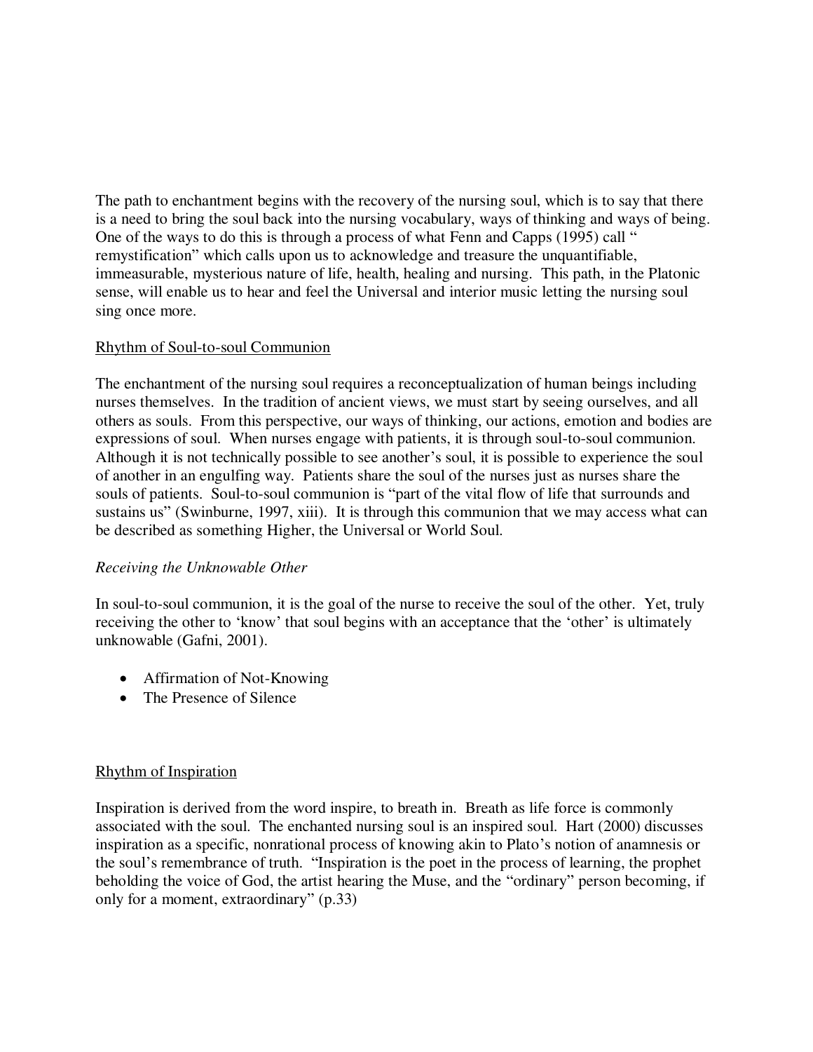The path to enchantment begins with the recovery of the nursing soul, which is to say that there is a need to bring the soul back into the nursing vocabulary, ways of thinking and ways of being. One of the ways to do this is through a process of what Fenn and Capps (1995) call " remystification" which calls upon us to acknowledge and treasure the unquantifiable, immeasurable, mysterious nature of life, health, healing and nursing. This path, in the Platonic sense, will enable us to hear and feel the Universal and interior music letting the nursing soul sing once more.

## Rhythm of Soul-to-soul Communion

The enchantment of the nursing soul requires a reconceptualization of human beings including nurses themselves. In the tradition of ancient views, we must start by seeing ourselves, and all others as souls. From this perspective, our ways of thinking, our actions, emotion and bodies are expressions of soul. When nurses engage with patients, it is through soul-to-soul communion. Although it is not technically possible to see another's soul, it is possible to experience the soul of another in an engulfing way. Patients share the soul of the nurses just as nurses share the souls of patients. Soul-to-soul communion is "part of the vital flow of life that surrounds and sustains us" (Swinburne, 1997, xiii). It is through this communion that we may access what can be described as something Higher, the Universal or World Soul.

### *Receiving the Unknowable Other*

In soul-to-soul communion, it is the goal of the nurse to receive the soul of the other. Yet, truly receiving the other to 'know' that soul begins with an acceptance that the 'other' is ultimately unknowable (Gafni, 2001).

- Affirmation of Not-Knowing
- The Presence of Silence

## Rhythm of Inspiration

Inspiration is derived from the word inspire, to breath in. Breath as life force is commonly associated with the soul. The enchanted nursing soul is an inspired soul. Hart (2000) discusses inspiration as a specific, nonrational process of knowing akin to Plato's notion of anamnesis or the soul's remembrance of truth. "Inspiration is the poet in the process of learning, the prophet beholding the voice of God, the artist hearing the Muse, and the "ordinary" person becoming, if only for a moment, extraordinary" (p.33)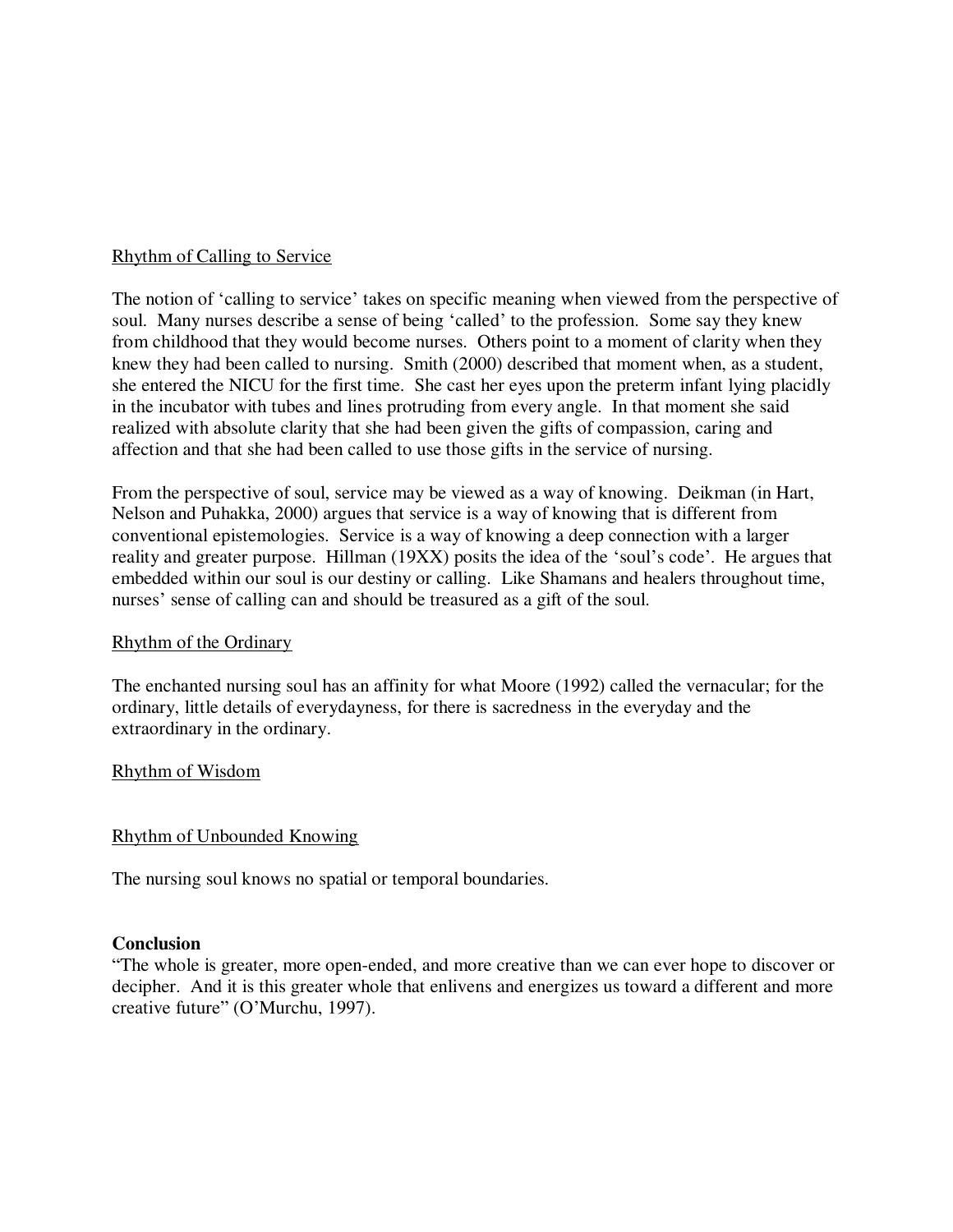Rhythm of Calling to Service

The notion of 'calling to service' takes on specific meaning when viewed from the perspective of soul. Many nurses describe a sense of being 'called' to the profession. Some say they knew from childhood that they would become nurses. Others point to a moment of clarity when they knew they had been called to nursing. Smith (2000) described that moment when, as a student, she entered the NICU for the first time. She cast her eyes upon the preterm infant lying placidly in the incubator with tubes and lines protruding from every angle. In that moment she said realized with absolute clarity that she had been given the gifts of compassion, caring and affection and that she had been called to use those gifts in the service of nursing.

From the perspective of soul, service may be viewed as a way of knowing. Deikman (in Hart, Nelson and Puhakka, 2000) argues that service is a way of knowing that is different from conventional epistemologies. Service is a way of knowing a deep connection with a larger reality and greater purpose. Hillman (19XX) posits the idea of the 'soul's code'. He argues that embedded within our soul is our destiny or calling. Like Shamans and healers throughout time, nurses' sense of calling can and should be treasured as a gift of the soul.

Rhythm of the Ordinary

The enchanted nursing soul has an affinity for what Moore (1992) called the vernacular; for the ordinary, little details of everydayness, for there is sacredness in the everyday and the extraordinary in the ordinary.

Rhythm of Wisdom

Rhythm of Unbounded Knowing

The nursing soul knows no spatial or temporal boundaries.

**Conclusion**

"The whole is greater, more open-ended, and more creative than we can ever hope to discover or decipher. And it is this greater whole that enlivens and energizes us toward a different and more creative future" (O'Murchu, 1997).